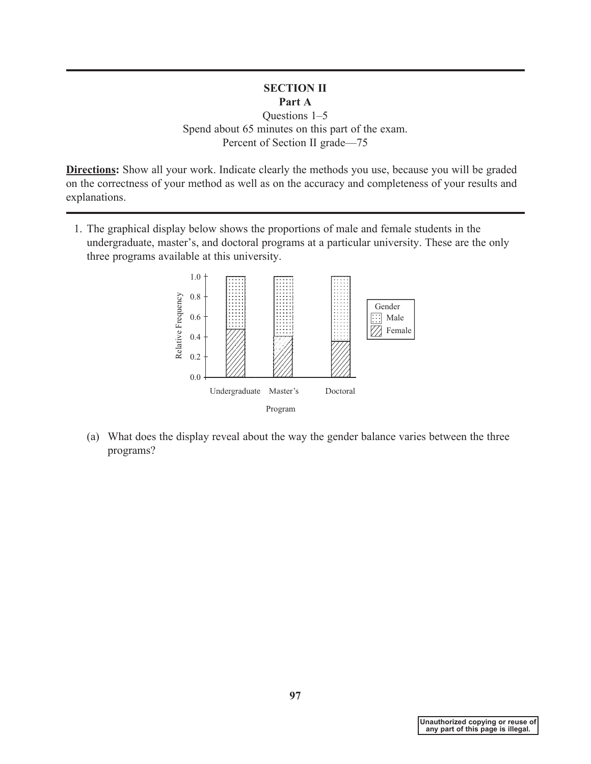## SECTION II

### Part A

Questions 1–5

Spend about 65 minutes on this part of the exam.

Percent of Section II grade—75

**Directions:** Show all your work. Indicate clearly the methods you use, because you will be graded on the correctness of your method as well as on the accuracy and completeness of your results and explanations.

1. The graphical display below shows the proportions of male and female students in the undergraduate, master's, and doctoral programs at a particular university. These are the only three programs available at this university.

   (a) What does the display reveal about the way the gender balance varies between the three programs?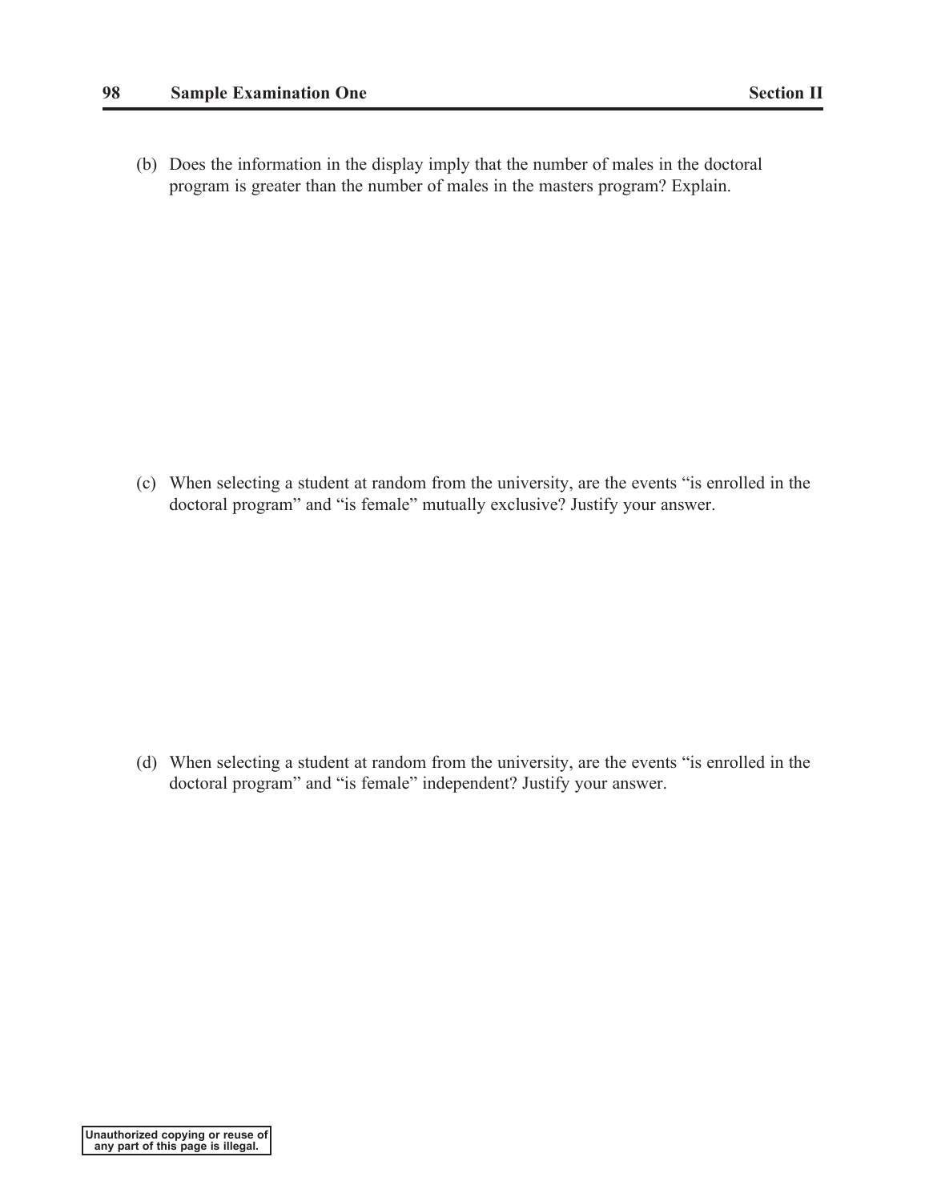(b) Does the information in the display imply that the number of males in the doctoral program is greater than the number of males in the masters program? Explain.

(c) When selecting a student at random from the university, are the events “is enrolled in the doctoral program” and “is female” mutually exclusive? Justify your answer.

(d) When selecting a student at random from the university, are the events “is enrolled in the doctoral program” and “is female” independent? Justify your answer.

Unauthorized copying or reuse of any part of this page is illegal.